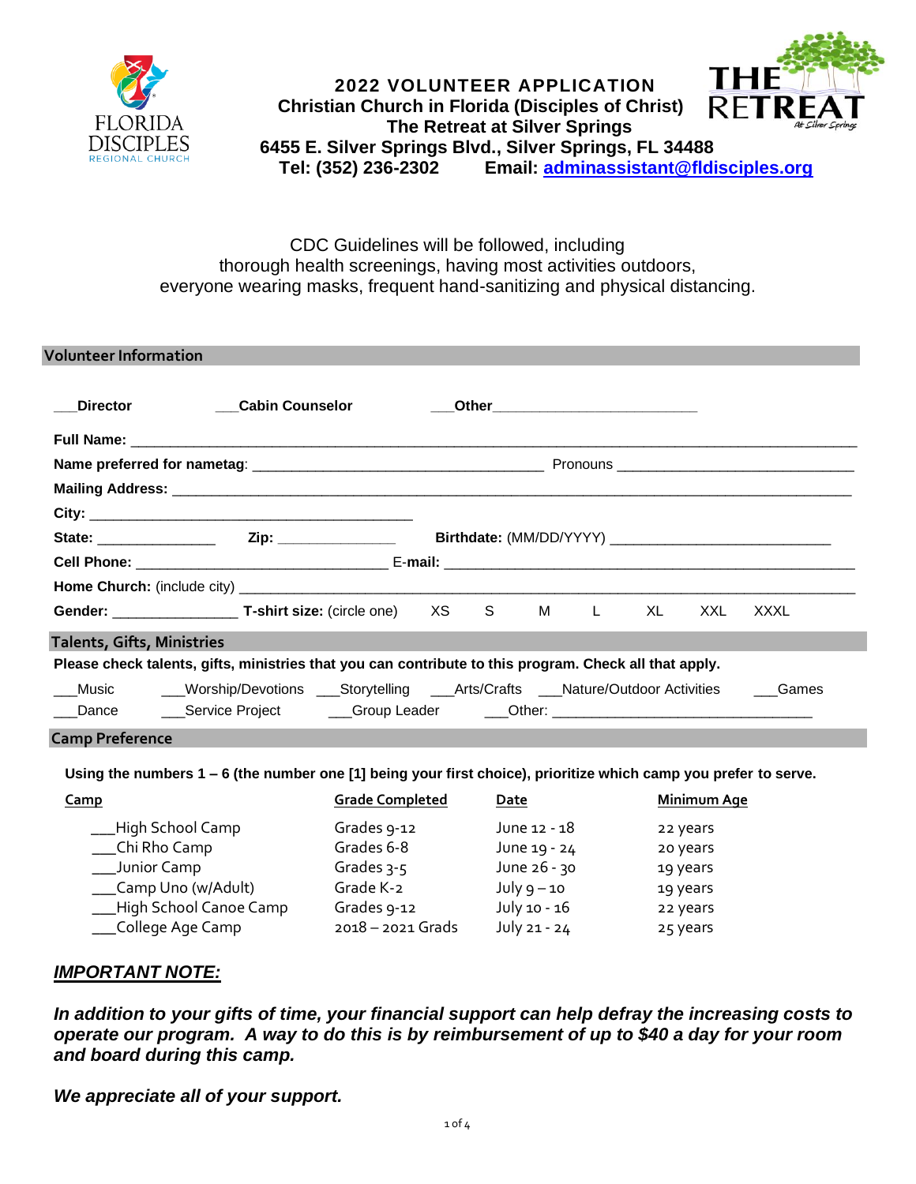# 2022 VOLUNTEER APPLICATION

**Christian Church in Florida (Disciples of Christ)**
**The Retreat at Silver Springs**
**6455 E. Silver Springs Blvd., Silver Springs, FL 34488**
**Tel: (352) 236-2302 Email: adminassistant@fldisciples.org**

CDC Guidelines will be followed, including thorough health screenings, having most activities outdoors, everyone wearing masks, frequent hand-sanitizing and physical distancing.

## Volunteer Information

___**Director** ___**Cabin Counselor** ___**Other**_________________________

**Full Name:** ______________________________________________________________________

**Name preferred for nametag**: ___________________________________ Pronouns ____________________________

**Mailing Address:** _________________________________________________________________

**City:** _________________________________________

**State:** _______________ **Zip:** _______________ **Birthdate:** (MM/DD/YYYY) ___________________________

**Cell Phone:** _______________________________ **E-mail:** ____________________________________________________

**Home Church:** (include city) ____________________________________________________________

**Gender:** _______________ **T-shirt size:** (circle one) XS S M L XL XXL XXXL

## Talents, Gifts, Ministries

**Please check talents, gifts, ministries that you can contribute to this program. Check all that apply.**

___Music ___Worship/Devotions ___Storytelling ___Arts/Crafts ___Nature/Outdoor Activities ___Games

___Dance ___Service Project ___Group Leader ___Other: ______________________________

## Camp Preference

**Using the numbers 1 – 6 (the number one [1] being your first choice), prioritize which camp you prefer to serve.**

| Camp | Grade Completed | Date | Minimum Age |
|---|---|---|---|
| ___High School Camp | Grades 9-12 | June 12 - 18 | 22 years |
| ___Chi Rho Camp | Grades 6-8 | June 19 - 24 | 20 years |
| ___Junior Camp | Grades 3-5 | June 26 - 30 | 19 years |
| ___Camp Uno (w/Adult) | Grade K-2 | July 9 – 10 | 19 years |
| ___High School Canoe Camp | Grades 9-12 | July 10 - 16 | 22 years |
| ___College Age Camp | 2018 – 2021 Grads | July 21 - 24 | 25 years |

***IMPORTANT NOTE:***

***In addition to your gifts of time, your financial support can help defray the increasing costs to operate our program. A way to do this is by reimbursement of up to $40 a day for your room and board during this camp.***

***We appreciate all of your support.***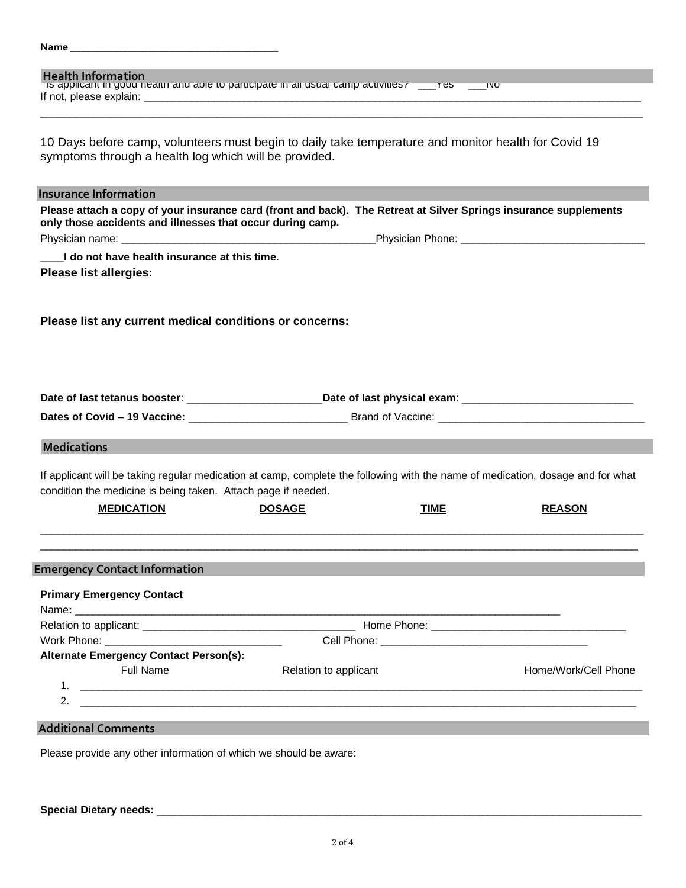Name ______________________________________

## Health Information

Is applicant in good health and able to participate in all usual camp activities? ___Yes ___No

If not, please explain: ___________________________________________________________________________________

___________________________________________________________________________________________________

10 Days before camp, volunteers must begin to daily take temperature and monitor health for Covid 19 symptoms through a health log which will be provided.

## Insurance Information

**Please attach a copy of your insurance card (front and back). The Retreat at Silver Springs insurance supplements only those accidents and illnesses that occur during camp.**

Physician name: __________________________________________ Physician Phone: ______________________________

**____I do not have health insurance at this time.**

**Please list allergies:**

**Please list any current medical conditions or concerns:**

**Date of last tetanus booster**: ______________________ **Date of last physical exam**: ____________________________

**Dates of Covid – 19 Vaccine:** __________________________ Brand of Vaccine: __________________________________

## Medications

If applicant will be taking regular medication at camp, complete the following with the name of medication, dosage and for what condition the medicine is being taken. Attach page if needed.

| MEDICATION | DOSAGE | TIME | REASON |
| --- | --- | --- | --- |
| | | | |
| | | | |

## Emergency Contact Information

**Primary Emergency Contact**

Name: ____________________________________________________________________________________

Relation to applicant: ___________________________________ Home Phone: ________________________________

Work Phone: ______________________________ Cell Phone: __________________________________

**Alternate Emergency Contact Person(s):**

| | Full Name | Relation to applicant | Home/Work/Cell Phone |
| --- | --- | --- | --- |
| 1. | | | |
| 2. | | | |

## Additional Comments

Please provide any other information of which we should be aware:

**Special Dietary needs:** ______________________________________________________________________________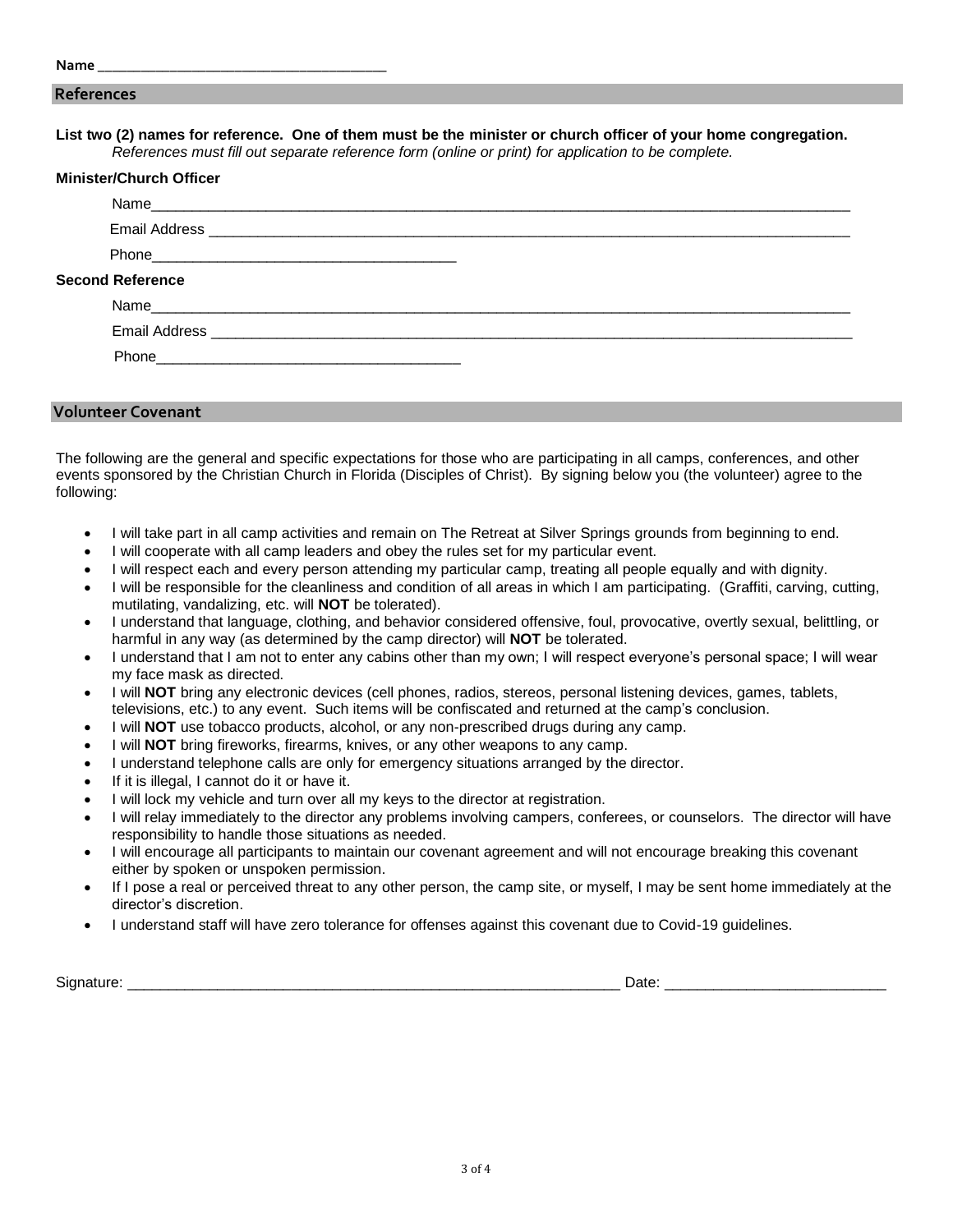Name ______________________________________

## References

**List two (2) names for reference. One of them must be the minister or church officer of your home congregation.**
*References must fill out separate reference form (online or print) for application to be complete.*

**Minister/Church Officer**

Name______________________________________________________________________________________

Email Address ______________________________________________________________________________

Phone_____________________________________

**Second Reference**

Name______________________________________________________________________________________

Email Address ______________________________________________________________________________

Phone_____________________________________

## Volunteer Covenant

The following are the general and specific expectations for those who are participating in all camps, conferences, and other events sponsored by the Christian Church in Florida (Disciples of Christ). By signing below you (the volunteer) agree to the following:

- I will take part in all camp activities and remain on The Retreat at Silver Springs grounds from beginning to end.
- I will cooperate with all camp leaders and obey the rules set for my particular event.
- I will respect each and every person attending my particular camp, treating all people equally and with dignity.
- I will be responsible for the cleanliness and condition of all areas in which I am participating. (Graffiti, carving, cutting, mutilating, vandalizing, etc. will **NOT** be tolerated).
- I understand that language, clothing, and behavior considered offensive, foul, provocative, overtly sexual, belittling, or harmful in any way (as determined by the camp director) will **NOT** be tolerated.
- I understand that I am not to enter any cabins other than my own; I will respect everyone's personal space; I will wear my face mask as directed.
- I will **NOT** bring any electronic devices (cell phones, radios, stereos, personal listening devices, games, tablets, televisions, etc.) to any event. Such items will be confiscated and returned at the camp's conclusion.
- I will **NOT** use tobacco products, alcohol, or any non-prescribed drugs during any camp.
- I will **NOT** bring fireworks, firearms, knives, or any other weapons to any camp.
- I understand telephone calls are only for emergency situations arranged by the director.
- If it is illegal, I cannot do it or have it.
- I will lock my vehicle and turn over all my keys to the director at registration.
- I will relay immediately to the director any problems involving campers, conferees, or counselors. The director will have responsibility to handle those situations as needed.
- I will encourage all participants to maintain our covenant agreement and will not encourage breaking this covenant either by spoken or unspoken permission.
- If I pose a real or perceived threat to any other person, the camp site, or myself, I may be sent home immediately at the director's discretion.
- I understand staff will have zero tolerance for offenses against this covenant due to Covid-19 guidelines.

Signature: ______________________________________________________________ Date: ___________________________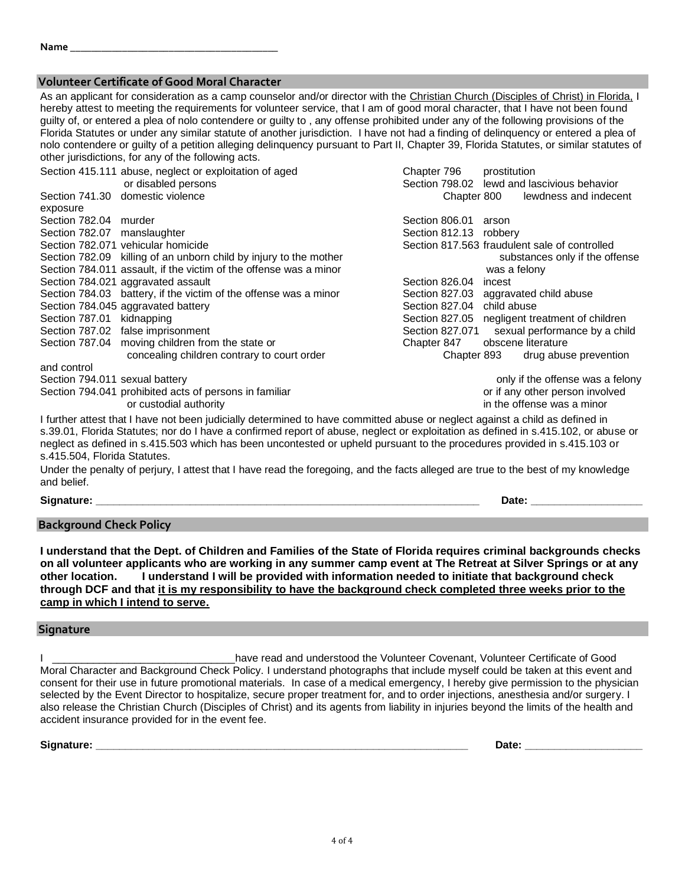Name ______________________________________

## Volunteer Certificate of Good Moral Character

As an applicant for consideration as a camp counselor and/or director with the Christian Church (Disciples of Christ) in Florida, I hereby attest to meeting the requirements for volunteer service, that I am of good moral character, that I have not been found guilty of, or entered a plea of nolo contendere or guilty to , any offense prohibited under any of the following provisions of the Florida Statutes or under any similar statute of another jurisdiction. I have not had a finding of delinquency or entered a plea of nolo contendere or guilty of a petition alleging delinquency pursuant to Part II, Chapter 39, Florida Statutes, or similar statutes of other jurisdictions, for any of the following acts.

- Section 415.111 abuse, neglect or exploitation of aged or disabled persons
- Section 741.30 domestic violence
- Section 782.04 murder
- Section 782.07 manslaughter
- Section 782.071 vehicular homicide
- Section 782.09 killing of an unborn child by injury to the mother
- Section 784.011 assault, if the victim of the offense was a minor
- Section 784.021 aggravated assault
- Section 784.03 battery, if the victim of the offense was a minor
- Section 784.045 aggravated battery
- Section 787.01 kidnapping
- Section 787.02 false imprisonment
- Section 787.04 moving children from the state or concealing children contrary to court order and control
- Section 794.011 sexual battery
- Section 794.041 prohibited acts of persons in familiar or custodial authority
- Chapter 796 prostitution
- Section 798.02 lewd and lascivious behavior
- Chapter 800 lewdness and indecent exposure
- Section 806.01 arson
- Section 812.13 robbery
- Section 817.563 fraudulent sale of controlled substances only if the offense was a felony
- Section 826.04 incest
- Section 827.03 aggravated child abuse
- Section 827.04 child abuse
- Section 827.05 negligent treatment of children
- Section 827.071 sexual performance by a child
- Chapter 847 obscene literature
- Chapter 893 drug abuse prevention only if the offense was a felony or if any other person involved in the offense was a minor

I further attest that I have not been judicially determined to have committed abuse or neglect against a child as defined in s.39.01, Florida Statutes; nor do I have a confirmed report of abuse, neglect or exploitation as defined in s.415.102, or abuse or neglect as defined in s.415.503 which has been uncontested or upheld pursuant to the procedures provided in s.415.103 or s.415.504, Florida Statutes.

Under the penalty of perjury, I attest that I have read the foregoing, and the facts alleged are true to the best of my knowledge and belief.

**Signature:** ______________________________________________________ **Date:** ________________

## Background Check Policy

**I understand that the Dept. of Children and Families of the State of Florida requires criminal backgrounds checks on all volunteer applicants who are working in any summer camp event at The Retreat at Silver Springs or at any other location. I understand I will be provided with information needed to initiate that background check through DCF and that it is my responsibility to have the background check completed three weeks prior to the camp in which I intend to serve.**

## Signature

I ______________________________ have read and understood the Volunteer Covenant, Volunteer Certificate of Good Moral Character and Background Check Policy. I understand photographs that include myself could be taken at this event and consent for their use in future promotional materials. In case of a medical emergency, I hereby give permission to the physician selected by the Event Director to hospitalize, secure proper treatment for, and to order injections, anesthesia and/or surgery. I also release the Christian Church (Disciples of Christ) and its agents from liability in injuries beyond the limits of the health and accident insurance provided for in the event fee.

**Signature:** ______________________________________________________ **Date:** ________________